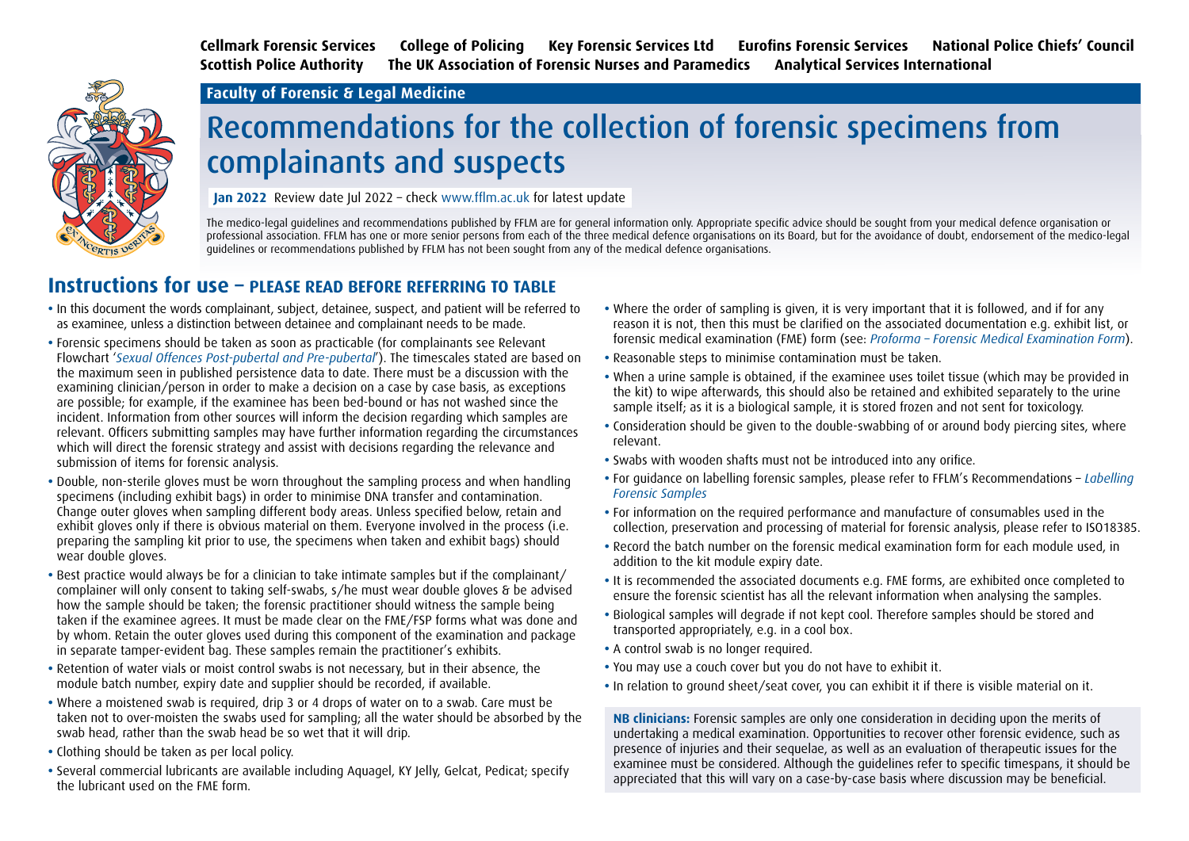**Cellmark Forensic Services** **College of Policing** **Key Forensic Services Ltd** **Eurofins Forensic Services** **National Police Chiefs' Council** **Scottish Police Authority** **The UK Association of Forensic Nurses and Paramedics** **Analytical Services International**

**Faculty of Forensic & Legal Medicine**

# Recommendations for the collection of forensic specimens from complainants and suspects

**Jan 2022** Review date Jul 2022 – check www.fflm.ac.uk for latest update

The medico-legal guidelines and recommendations published by FFLM are for general information only. Appropriate specific advice should be sought from your medical defence organisation or professional association. FFLM has one or more senior persons from each of the three medical defence organisations on its Board, but for the avoidance of doubt, endorsement of the medico-legal guidelines or recommendations published by FFLM has not been sought from any of the medical defence organisations.

## Instructions for use – PLEASE READ BEFORE REFERRING TO TABLE

- In this document the words complainant, subject, detainee, suspect, and patient will be referred to as examinee, unless a distinction between detainee and complainant needs to be made.
- Forensic specimens should be taken as soon as practicable (for complainants see Relevant Flowchart '*Sexual Offences Post-pubertal and Pre-pubertal*'). The timescales stated are based on the maximum seen in published persistence data to date. There must be a discussion with the examining clinician/person in order to make a decision on a case by case basis, as exceptions are possible; for example, if the examinee has been bed-bound or has not washed since the incident. Information from other sources will inform the decision regarding which samples are relevant. Officers submitting samples may have further information regarding the circumstances which will direct the forensic strategy and assist with decisions regarding the relevance and submission of items for forensic analysis.
- Double, non-sterile gloves must be worn throughout the sampling process and when handling specimens (including exhibit bags) in order to minimise DNA transfer and contamination. Change outer gloves when sampling different body areas. Unless specified below, retain and exhibit gloves only if there is obvious material on them. Everyone involved in the process (i.e. preparing the sampling kit prior to use, the specimens when taken and exhibit bags) should wear double gloves.
- Best practice would always be for a clinician to take intimate samples but if the complainant/complainer will only consent to taking self-swabs, s/he must wear double gloves & be advised how the sample should be taken; the forensic practitioner should witness the sample being taken if the examinee agrees. It must be made clear on the FME/FSP forms what was done and by whom. Retain the outer gloves used during this component of the examination and package in separate tamper-evident bag. These samples remain the practitioner's exhibits.
- Retention of water vials or moist control swabs is not necessary, but in their absence, the module batch number, expiry date and supplier should be recorded, if available.
- Where a moistened swab is required, drip 3 or 4 drops of water on to a swab. Care must be taken not to over-moisten the swabs used for sampling; all the water should be absorbed by the swab head, rather than the swab head be so wet that it will drip.
- Clothing should be taken as per local policy.
- Several commercial lubricants are available including Aquagel, KY Jelly, Gelcat, Pedicat; specify the lubricant used on the FME form.
- Where the order of sampling is given, it is very important that it is followed, and if for any reason it is not, then this must be clarified on the associated documentation e.g. exhibit list, or forensic medical examination (FME) form (see: *Proforma – Forensic Medical Examination Form*).
- Reasonable steps to minimise contamination must be taken.
- When a urine sample is obtained, if the examinee uses toilet tissue (which may be provided in the kit) to wipe afterwards, this should also be retained and exhibited separately to the urine sample itself; as it is a biological sample, it is stored frozen and not sent for toxicology.
- Consideration should be given to the double-swabbing of or around body piercing sites, where relevant.
- Swabs with wooden shafts must not be introduced into any orifice.
- For guidance on labelling forensic samples, please refer to FFLM's Recommendations – *Labelling Forensic Samples*
- For information on the required performance and manufacture of consumables used in the collection, preservation and processing of material for forensic analysis, please refer to ISO18385.
- Record the batch number on the forensic medical examination form for each module used, in addition to the kit module expiry date.
- It is recommended the associated documents e.g. FME forms, are exhibited once completed to ensure the forensic scientist has all the relevant information when analysing the samples.
- Biological samples will degrade if not kept cool. Therefore samples should be stored and transported appropriately, e.g. in a cool box.
- A control swab is no longer required.
- You may use a couch cover but you do not have to exhibit it.
- In relation to ground sheet/seat cover, you can exhibit it if there is visible material on it.

**NB clinicians:** Forensic samples are only one consideration in deciding upon the merits of undertaking a medical examination. Opportunities to recover other forensic evidence, such as presence of injuries and their sequelae, as well as an evaluation of therapeutic issues for the examinee must be considered. Although the guidelines refer to specific timespans, it should be appreciated that this will vary on a case-by-case basis where discussion may be beneficial.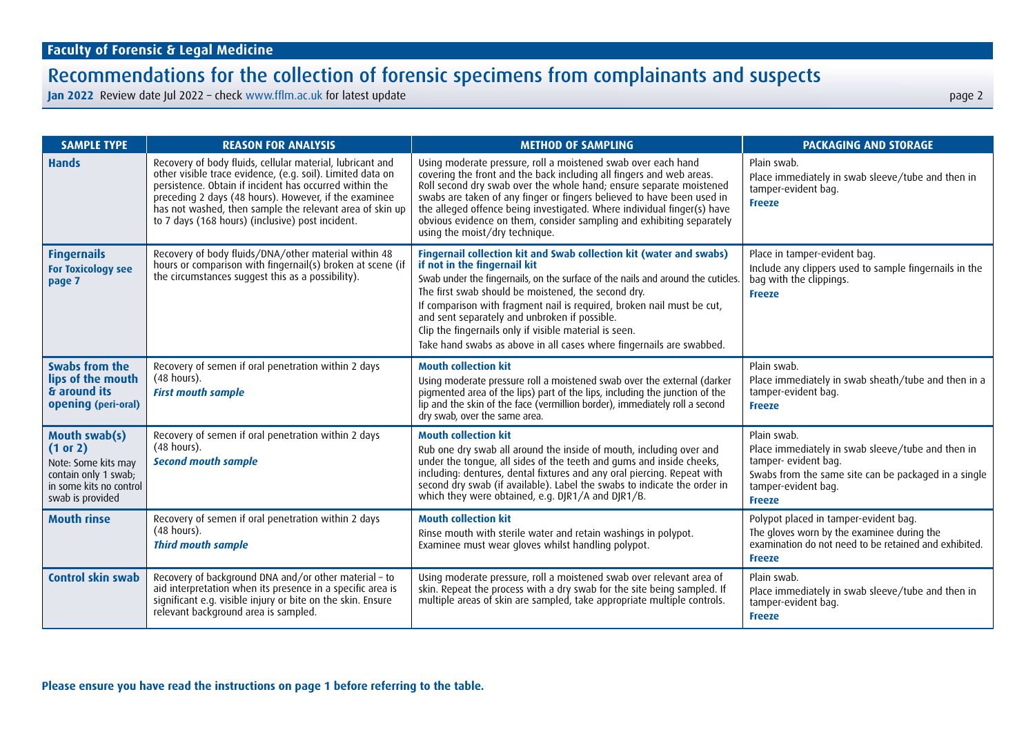## Faculty of Forensic & Legal Medicine

# Recommendations for the collection of forensic specimens from complainants and suspects

**Jan 2022** Review date Jul 2022 – check www.fflm.ac.uk for latest update

| SAMPLE TYPE | REASON FOR ANALYSIS | METHOD OF SAMPLING | PACKAGING AND STORAGE |
|---|---|---|---|
| **Hands** | Recovery of body fluids, cellular material, lubricant and other visible trace evidence, (e.g. soil). Limited data on persistence. Obtain if incident has occurred within the preceding 2 days (48 hours). However, if the examinee has not washed, then sample the relevant area of skin up to 7 days (168 hours) (inclusive) post incident. | Using moderate pressure, roll a moistened swab over each hand covering the front and the back including all fingers and web areas. Roll second dry swab over the whole hand; ensure separate moistened swabs are taken of any finger or fingers believed to have been used in the alleged offence being investigated. Where individual finger(s) have obvious evidence on them, consider sampling and exhibiting separately using the moist/dry technique. | Plain swab.<br>Place immediately in swab sleeve/tube and then in tamper-evident bag.<br>**Freeze** |
| **Fingernails**<br>**For Toxicology see page 7** | Recovery of body fluids/DNA/other material within 48 hours or comparison with fingernail(s) broken at scene (if the circumstances suggest this as a possibility). | **Fingernail collection kit and Swab collection kit (water and swabs) if not in the fingernail kit**<br>Swab under the fingernails, on the surface of the nails and around the cuticles. The first swab should be moistened, the second dry.<br>If comparison with fragment nail is required, broken nail must be cut, and sent separately and unbroken if possible.<br>Clip the fingernails only if visible material is seen.<br>Take hand swabs as above in all cases where fingernails are swabbed. | Place in tamper-evident bag.<br>Include any clippers used to sample fingernails in the bag with the clippings.<br>**Freeze** |
| **Swabs from the lips of the mouth & around its opening (peri-oral)** | Recovery of semen if oral penetration within 2 days (48 hours).<br>***First mouth sample*** | **Mouth collection kit**<br>Using moderate pressure roll a moistened swab over the external (darker pigmented area of the lips) part of the lips, including the junction of the lip and the skin of the face (vermillion border), immediately roll a second dry swab, over the same area. | Plain swab.<br>Place immediately in swab sheath/tube and then in a tamper-evident bag.<br>**Freeze** |
| **Mouth swab(s) (1 or 2)**<br>Note: Some kits may contain only 1 swab; in some kits no control swab is provided | Recovery of semen if oral penetration within 2 days (48 hours).<br>***Second mouth sample*** | **Mouth collection kit**<br>Rub one dry swab all around the inside of mouth, including over and under the tongue, all sides of the teeth and gums and inside cheeks, including: dentures, dental fixtures and any oral piercing. Repeat with second dry swab (if available). Label the swabs to indicate the order in which they were obtained, e.g. DJR1/A and DJR1/B. | Plain swab.<br>Place immediately in swab sleeve/tube and then in tamper- evident bag.<br>Swabs from the same site can be packaged in a single tamper-evident bag.<br>**Freeze** |
| **Mouth rinse** | Recovery of semen if oral penetration within 2 days (48 hours).<br>***Third mouth sample*** | **Mouth collection kit**<br>Rinse mouth with sterile water and retain washings in polypot. Examinee must wear gloves whilst handling polypot. | Polypot placed in tamper-evident bag.<br>The gloves worn by the examinee during the examination do not need to be retained and exhibited.<br>**Freeze** |
| **Control skin swab** | Recovery of background DNA and/or other material – to aid interpretation when its presence in a specific area is significant e.g. visible injury or bite on the skin. Ensure relevant background area is sampled. | Using moderate pressure, roll a moistened swab over relevant area of skin. Repeat the process with a dry swab for the site being sampled. If multiple areas of skin are sampled, take appropriate multiple controls. | Plain swab.<br>Place immediately in swab sleeve/tube and then in tamper-evident bag.<br>**Freeze** |

**Please ensure you have read the instructions on page 1 before referring to the table.**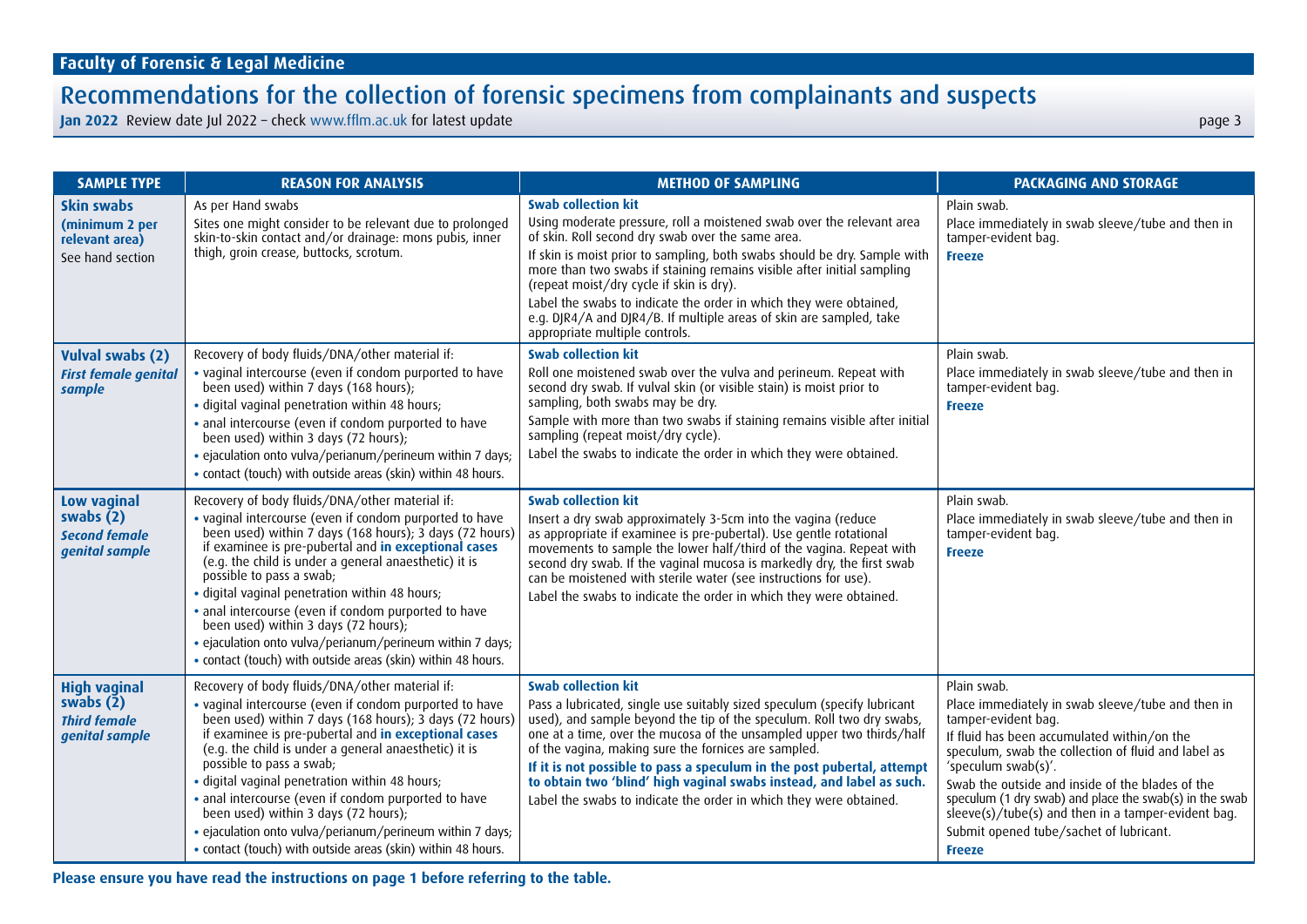| SAMPLE TYPE | REASON FOR ANALYSIS | METHOD OF SAMPLING | PACKAGING AND STORAGE |
|---|---|---|---|
| **Skin swabs** **(minimum 2 per relevant area)** See hand section | As per Hand swabs Sites one might consider to be relevant due to prolonged skin-to-skin contact and/or drainage: mons pubis, inner thigh, groin crease, buttocks, scrotum. | **Swab collection kit** Using moderate pressure, roll a moistened swab over the relevant area of skin. Roll second dry swab over the same area. If skin is moist prior to sampling, both swabs should be dry. Sample with more than two swabs if staining remains visible after initial sampling (repeat moist/dry cycle if skin is dry). Label the swabs to indicate the order in which they were obtained, e.g. DJR4/A and DJR4/B. If multiple areas of skin are sampled, take appropriate multiple controls. | Plain swab. Place immediately in swab sleeve/tube and then in tamper-evident bag. **Freeze** |
| **Vulval swabs (2)** ***First female genital sample*** | Recovery of body fluids/DNA/other material if: • vaginal intercourse (even if condom purported to have been used) within 7 days (168 hours); • digital vaginal penetration within 48 hours; • anal intercourse (even if condom purported to have been used) within 3 days (72 hours); • ejaculation onto vulva/perianum/perineum within 7 days; • contact (touch) with outside areas (skin) within 48 hours. | **Swab collection kit** Roll one moistened swab over the vulva and perineum. Repeat with second dry swab. If vulval skin (or visible stain) is moist prior to sampling, both swabs may be dry. Sample with more than two swabs if staining remains visible after initial sampling (repeat moist/dry cycle). Label the swabs to indicate the order in which they were obtained. | Plain swab. Place immediately in swab sleeve/tube and then in tamper-evident bag. **Freeze** |
| **Low vaginal swabs (2)** ***Second female genital sample*** | Recovery of body fluids/DNA/other material if: • vaginal intercourse (even if condom purported to have been used) within 7 days (168 hours); 3 days (72 hours) if examinee is pre-pubertal and **in exceptional cases** (e.g. the child is under a general anaesthetic) it is possible to pass a swab; • digital vaginal penetration within 48 hours; • anal intercourse (even if condom purported to have been used) within 3 days (72 hours); • ejaculation onto vulva/perianum/perineum within 7 days; • contact (touch) with outside areas (skin) within 48 hours. | **Swab collection kit** Insert a dry swab approximately 3-5cm into the vagina (reduce as appropriate if examinee is pre-pubertal). Use gentle rotational movements to sample the lower half/third of the vagina. Repeat with second dry swab. If the vaginal mucosa is markedly dry, the first swab can be moistened with sterile water (see instructions for use). Label the swabs to indicate the order in which they were obtained. | Plain swab. Place immediately in swab sleeve/tube and then in tamper-evident bag. **Freeze** |
| **High vaginal swabs (2)** ***Third female genital sample*** | Recovery of body fluids/DNA/other material if: • vaginal intercourse (even if condom purported to have been used) within 7 days (168 hours); 3 days (72 hours) if examinee is pre-pubertal and **in exceptional cases** (e.g. the child is under a general anaesthetic) it is possible to pass a swab; • digital vaginal penetration within 48 hours; • anal intercourse (even if condom purported to have been used) within 3 days (72 hours); • ejaculation onto vulva/perianum/perineum within 7 days; • contact (touch) with outside areas (skin) within 48 hours. | **Swab collection kit** Pass a lubricated, single use suitably sized speculum (specify lubricant used), and sample beyond the tip of the speculum. Roll two dry swabs, one at a time, over the mucosa of the unsampled upper two thirds/half of the vagina, making sure the fornices are sampled. **If it is not possible to pass a speculum in the post pubertal, attempt to obtain two 'blind' high vaginal swabs instead, and label as such.** Label the swabs to indicate the order in which they were obtained. | Plain swab. Place immediately in swab sleeve/tube and then in tamper-evident bag. If fluid has been accumulated within/on the speculum, swab the collection of fluid and label as 'speculum swab(s)'. Swab the outside and inside of the blades of the speculum (1 dry swab) and place the swab(s) in the swab sleeve(s)/tube(s) and then in a tamper-evident bag. Submit opened tube/sachet of lubricant. **Freeze** |

**Please ensure you have read the instructions on page 1 before referring to the table.**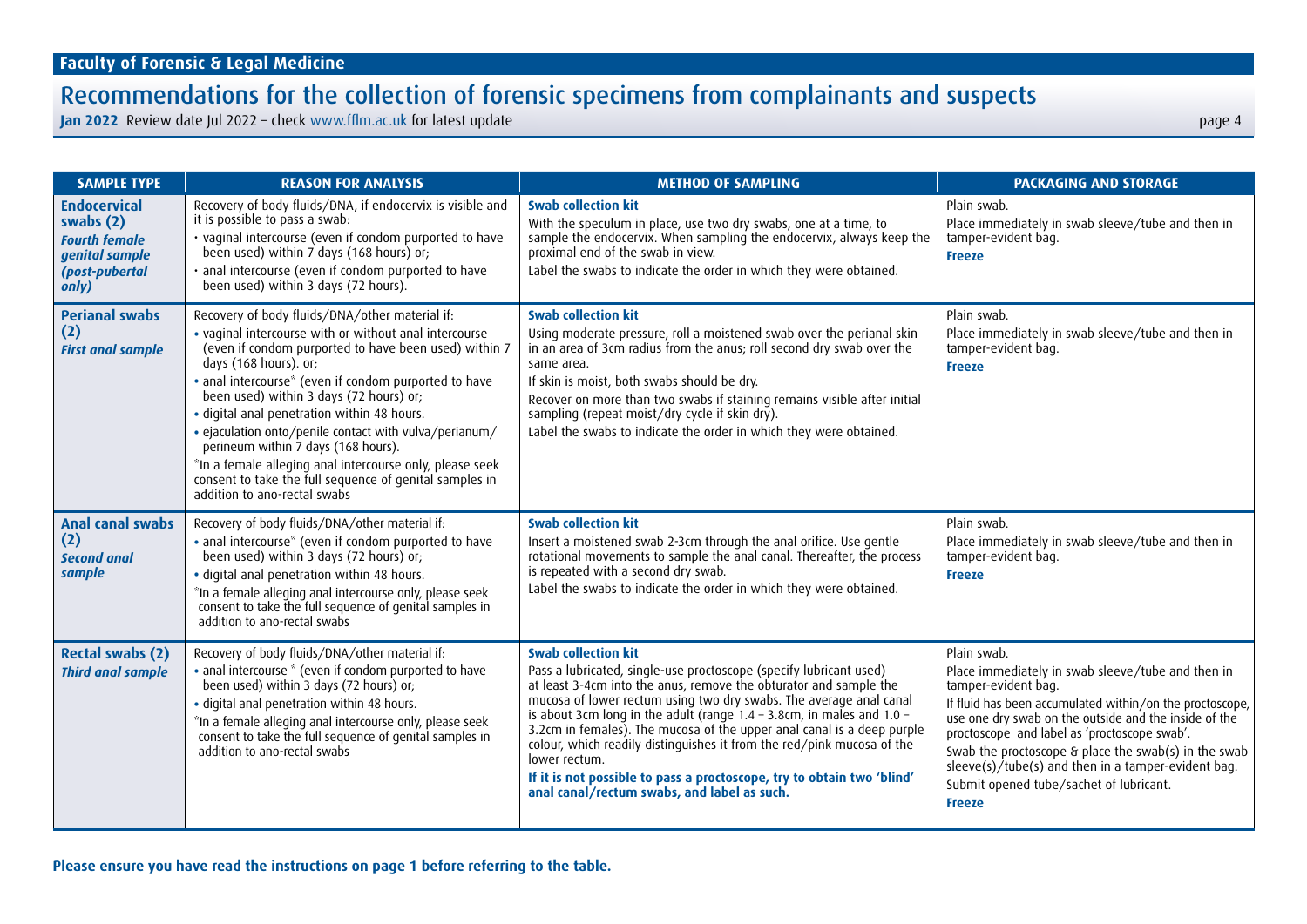| SAMPLE TYPE | REASON FOR ANALYSIS | METHOD OF SAMPLING | PACKAGING AND STORAGE |
|---|---|---|---|
| **Endocervical swabs (2)** ***Fourth female genital sample (post-pubertal only)*** | Recovery of body fluids/DNA, if endocervix is visible and it is possible to pass a swab:<br>• vaginal intercourse (even if condom purported to have been used) within 7 days (168 hours) or;<br>• anal intercourse (even if condom purported to have been used) within 3 days (72 hours). | **Swab collection kit**<br>With the speculum in place, use two dry swabs, one at a time, to sample the endocervix. When sampling the endocervix, always keep the proximal end of the swab in view.<br>Label the swabs to indicate the order in which they were obtained. | Plain swab.<br>Place immediately in swab sleeve/tube and then in tamper-evident bag.<br>**Freeze** |
| **Perianal swabs (2)** ***First anal sample*** | Recovery of body fluids/DNA/other material if:<br>• vaginal intercourse with or without anal intercourse (even if condom purported to have been used) within 7 days (168 hours). or;<br>• anal intercourse* (even if condom purported to have been used) within 3 days (72 hours) or;<br>• digital anal penetration within 48 hours.<br>• ejaculation onto/penile contact with vulva/perianum/perineum within 7 days (168 hours).<br>*In a female alleging anal intercourse only, please seek consent to take the full sequence of genital samples in addition to ano-rectal swabs | **Swab collection kit**<br>Using moderate pressure, roll a moistened swab over the perianal skin in an area of 3cm radius from the anus; roll second dry swab over the same area.<br>If skin is moist, both swabs should be dry.<br>Recover on more than two swabs if staining remains visible after initial sampling (repeat moist/dry cycle if skin dry).<br>Label the swabs to indicate the order in which they were obtained. | Plain swab.<br>Place immediately in swab sleeve/tube and then in tamper-evident bag.<br>**Freeze** |
| **Anal canal swabs (2)** ***Second anal sample*** | Recovery of body fluids/DNA/other material if:<br>• anal intercourse* (even if condom purported to have been used) within 3 days (72 hours) or;<br>• digital anal penetration within 48 hours.<br>*In a female alleging anal intercourse only, please seek consent to take the full sequence of genital samples in addition to ano-rectal swabs | **Swab collection kit**<br>Insert a moistened swab 2-3cm through the anal orifice. Use gentle rotational movements to sample the anal canal. Thereafter, the process is repeated with a second dry swab.<br>Label the swabs to indicate the order in which they were obtained. | Plain swab.<br>Place immediately in swab sleeve/tube and then in tamper-evident bag.<br>**Freeze** |
| **Rectal swabs (2)** ***Third anal sample*** | Recovery of body fluids/DNA/other material if:<br>• anal intercourse * (even if condom purported to have been used) within 3 days (72 hours) or;<br>• digital anal penetration within 48 hours.<br>*In a female alleging anal intercourse only, please seek consent to take the full sequence of genital samples in addition to ano-rectal swabs | **Swab collection kit**<br>Pass a lubricated, single-use proctoscope (specify lubricant used) at least 3-4cm into the anus, remove the obturator and sample the mucosa of lower rectum using two dry swabs. The average anal canal is about 3cm long in the adult (range 1.4 – 3.8cm, in males and 1.0 – 3.2cm in females). The mucosa of the upper anal canal is a deep purple colour, which readily distinguishes it from the red/pink mucosa of the lower rectum.<br>**If it is not possible to pass a proctoscope, try to obtain two 'blind' anal canal/rectum swabs, and label as such.** | Plain swab.<br>Place immediately in swab sleeve/tube and then in tamper-evident bag.<br>If fluid has been accumulated within/on the proctoscope, use one dry swab on the outside and the inside of the proctoscope and label as 'proctoscope swab'.<br>Swab the proctoscope & place the swab(s) in the swab sleeve(s)/tube(s) and then in a tamper-evident bag.<br>Submit opened tube/sachet of lubricant.<br>**Freeze** |

**Please ensure you have read the instructions on page 1 before referring to the table.**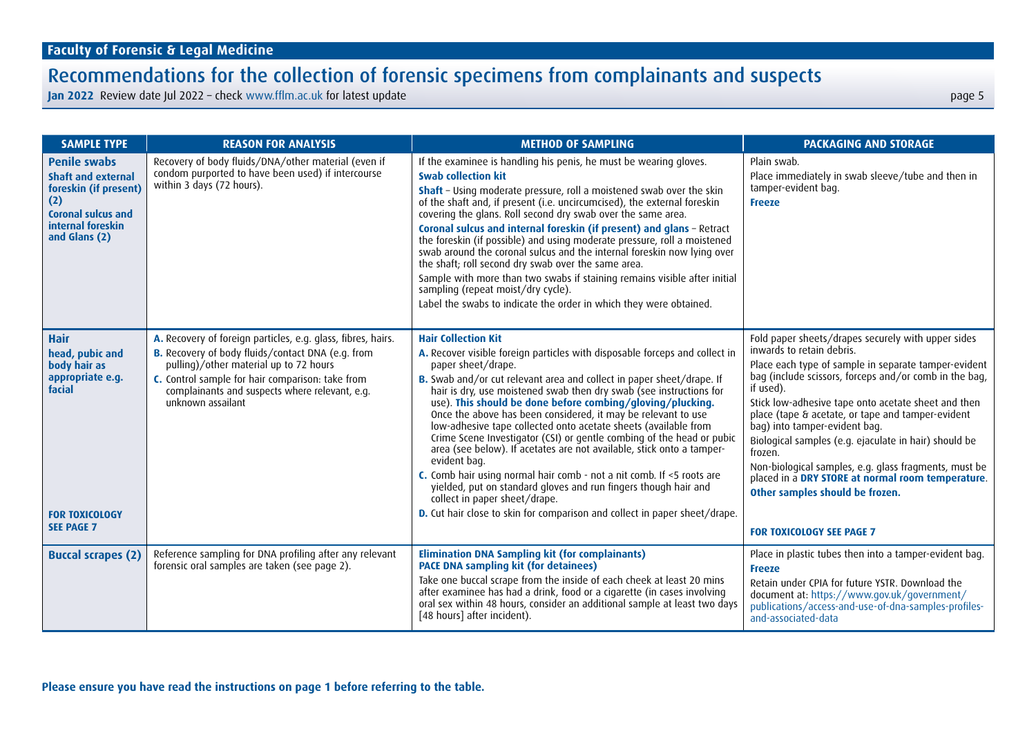| SAMPLE TYPE | REASON FOR ANALYSIS | METHOD OF SAMPLING | PACKAGING AND STORAGE |
|---|---|---|---|
| **Penile swabs**<br>**Shaft and external foreskin (if present) (2)**<br>**Coronal sulcus and internal foreskin and Glans (2)** | Recovery of body fluids/DNA/other material (even if condom purported to have been used) if intercourse within 3 days (72 hours). | If the examinee is handling his penis, he must be wearing gloves.<br>**Swab collection kit**<br>**Shaft** – Using moderate pressure, roll a moistened swab over the skin of the shaft and, if present (i.e. uncircumcised), the external foreskin covering the glans. Roll second dry swab over the same area.<br>**Coronal sulcus and internal foreskin (if present) and glans** – Retract the foreskin (if possible) and using moderate pressure, roll a moistened swab around the coronal sulcus and the internal foreskin now lying over the shaft; roll second dry swab over the same area.<br>Sample with more than two swabs if staining remains visible after initial sampling (repeat moist/dry cycle).<br>Label the swabs to indicate the order in which they were obtained. | Plain swab.<br>Place immediately in swab sleeve/tube and then in tamper-evident bag.<br>**Freeze** |
| **Hair**<br>**head, pubic and body hair as appropriate e.g. facial**<br><br>**FOR TOXICOLOGY SEE PAGE 7** | **A.** Recovery of foreign particles, e.g. glass, fibres, hairs.<br>**B.** Recovery of body fluids/contact DNA (e.g. from pulling)/other material up to 72 hours<br>**C.** Control sample for hair comparison: take from complainants and suspects where relevant, e.g. unknown assailant | **Hair Collection Kit**<br>**A.** Recover visible foreign particles with disposable forceps and collect in paper sheet/drape.<br>**B.** Swab and/or cut relevant area and collect in paper sheet/drape. If hair is dry, use moistened swab then dry swab (see instructions for use). **This should be done before combing/gloving/plucking.** Once the above has been considered, it may be relevant to use low-adhesive tape collected onto acetate sheets (available from Crime Scene Investigator (CSI) or gentle combing of the head or pubic area (see below). If acetates are not available, stick onto a tamper-evident bag.<br>**C.** Comb hair using normal hair comb - not a nit comb. If <5 roots are yielded, put on standard gloves and run fingers though hair and collect in paper sheet/drape.<br>**D.** Cut hair close to skin for comparison and collect in paper sheet/drape. | Fold paper sheets/drapes securely with upper sides inwards to retain debris.<br>Place each type of sample in separate tamper-evident bag (include scissors, forceps and/or comb in the bag, if used).<br>Stick low-adhesive tape onto acetate sheet and then place (tape & acetate, or tape and tamper-evident bag) into tamper-evident bag.<br>Biological samples (e.g. ejaculate in hair) should be frozen.<br>Non-biological samples, e.g. glass fragments, must be placed in a **DRY STORE at normal room temperature**.<br>**Other samples should be frozen.**<br><br>**FOR TOXICOLOGY SEE PAGE 7** |
| **Buccal scrapes (2)** | Reference sampling for DNA profiling after any relevant forensic oral samples are taken (see page 2). | **Elimination DNA Sampling kit (for complainants)**<br>**PACE DNA sampling kit (for detainees)**<br>Take one buccal scrape from the inside of each cheek at least 20 mins after examinee has had a drink, food or a cigarette (in cases involving oral sex within 48 hours, consider an additional sample at least two days [48 hours] after incident). | Place in plastic tubes then into a tamper-evident bag.<br>**Freeze**<br>Retain under CPIA for future YSTR. Download the document at: https://www.gov.uk/government/publications/access-and-use-of-dna-samples-profiles-and-associated-data |

**Please ensure you have read the instructions on page 1 before referring to the table.**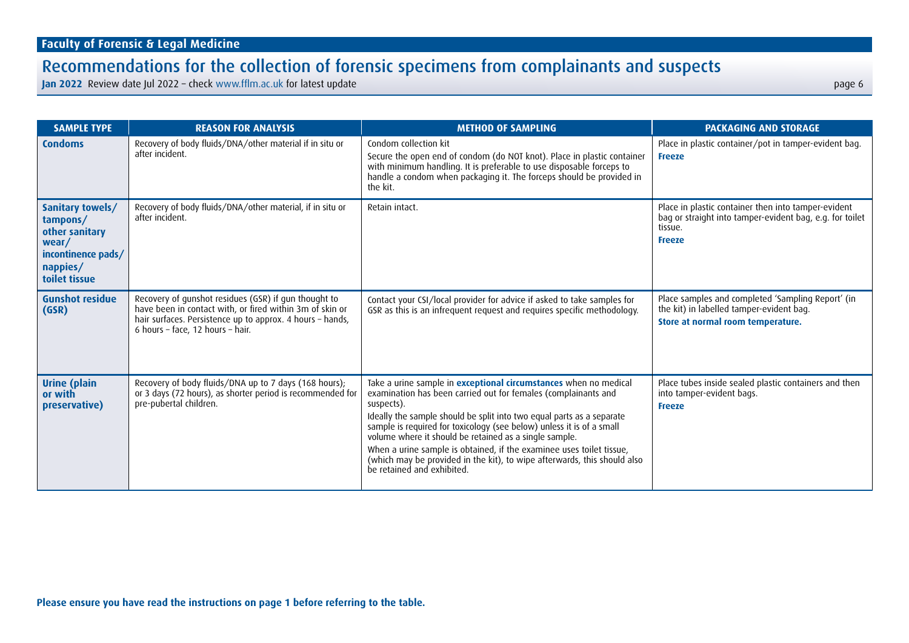| SAMPLE TYPE | REASON FOR ANALYSIS | METHOD OF SAMPLING | PACKAGING AND STORAGE |
|---|---|---|---|
| **Condoms** | Recovery of body fluids/DNA/other material if in situ or after incident. | Condom collection kit<br>Secure the open end of condom (do NOT knot). Place in plastic container with minimum handling. It is preferable to use disposable forceps to handle a condom when packaging it. The forceps should be provided in the kit. | Place in plastic container/pot in tamper-evident bag.<br>**Freeze** |
| **Sanitary towels/ tampons/ other sanitary wear/ incontinence pads/ nappies/ toilet tissue** | Recovery of body fluids/DNA/other material, if in situ or after incident. | Retain intact. | Place in plastic container then into tamper-evident bag or straight into tamper-evident bag, e.g. for toilet tissue.<br>**Freeze** |
| **Gunshot residue (GSR)** | Recovery of gunshot residues (GSR) if gun thought to have been in contact with, or fired within 3m of skin or hair surfaces. Persistence up to approx. 4 hours – hands, 6 hours – face, 12 hours – hair. | Contact your CSI/local provider for advice if asked to take samples for GSR as this is an infrequent request and requires specific methodology. | Place samples and completed 'Sampling Report' (in the kit) in labelled tamper-evident bag.<br>**Store at normal room temperature.** |
| **Urine (plain or with preservative)** | Recovery of body fluids/DNA up to 7 days (168 hours); or 3 days (72 hours), as shorter period is recommended for pre-pubertal children. | Take a urine sample in **exceptional circumstances** when no medical examination has been carried out for females (complainants and suspects).<br>Ideally the sample should be split into two equal parts as a separate sample is required for toxicology (see below) unless it is of a small volume where it should be retained as a single sample.<br>When a urine sample is obtained, if the examinee uses toilet tissue, (which may be provided in the kit), to wipe afterwards, this should also be retained and exhibited. | Place tubes inside sealed plastic containers and then into tamper-evident bags.<br>**Freeze** |

**Please ensure you have read the instructions on page 1 before referring to the table.**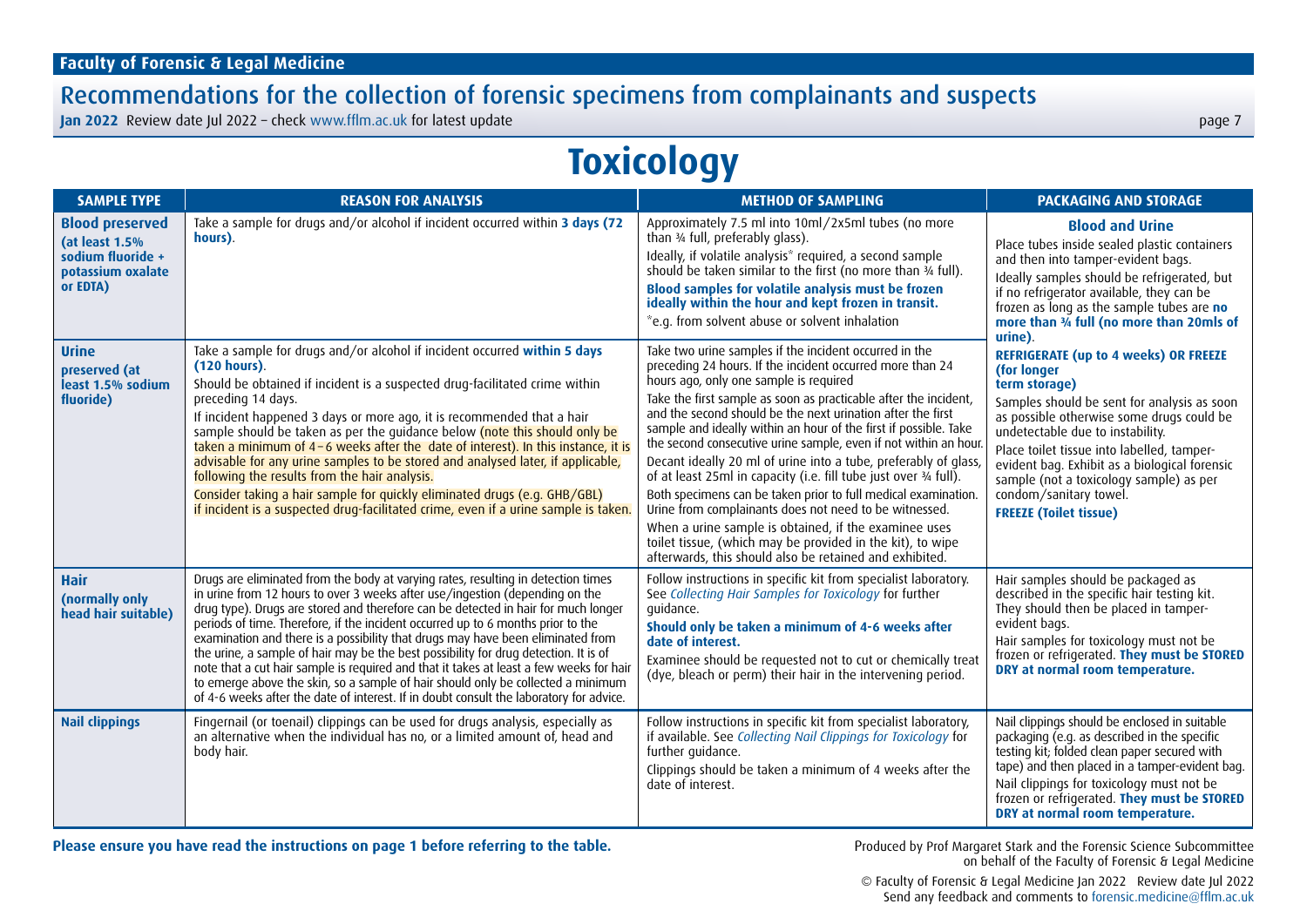# Toxicology

| SAMPLE TYPE | REASON FOR ANALYSIS | METHOD OF SAMPLING | PACKAGING AND STORAGE |
|---|---|---|---|
| **Blood preserved (at least 1.5% sodium fluoride + potassium oxalate or EDTA)** | Take a sample for drugs and/or alcohol if incident occurred within **3 days (72 hours)**. | Approximately 7.5 ml into 10ml/2x5ml tubes (no more than ¾ full, preferably glass). Ideally, if volatile analysis* required, a second sample should be taken similar to the first (no more than ¾ full). **Blood samples for volatile analysis must be frozen ideally within the hour and kept frozen in transit.** *e.g. from solvent abuse or solvent inhalation | **Blood and Urine** Place tubes inside sealed plastic containers and then into tamper-evident bags. Ideally samples should be refrigerated, but if no refrigerator available, they can be frozen as long as the sample tubes are **no more than ¾ full (no more than 20mls of urine)**. **REFRIGERATE (up to 4 weeks) OR FREEZE (for longer term storage)** Samples should be sent for analysis as soon as possible otherwise some drugs could be undetectable due to instability. Place toilet tissue into labelled, tamper-evident bag. Exhibit as a biological forensic sample (not a toxicology sample) as per condom/sanitary towel. **FREEZE (Toilet tissue)** |
| **Urine preserved (at least 1.5% sodium fluoride)** | Take a sample for drugs and/or alcohol if incident occurred **within 5 days (120 hours)**. Should be obtained if incident is a suspected drug-facilitated crime within preceding 14 days. If incident happened 3 days or more ago, it is recommended that a hair sample should be taken as per the guidance below (note this should only be taken a minimum of 4–6 weeks after the date of interest). In this instance, it is advisable for any urine samples to be stored and analysed later, if applicable, following the results from the hair analysis. Consider taking a hair sample for quickly eliminated drugs (e.g. GHB/GBL) if incident is a suspected drug-facilitated crime, even if a urine sample is taken. | Take two urine samples if the incident occurred in the preceding 24 hours. If the incident occurred more than 24 hours ago, only one sample is required Take the first sample as soon as practicable after the incident, and the second should be the next urination after the first sample and ideally within an hour of the first if possible. Take the second consecutive urine sample, even if not within an hour. Decant ideally 20 ml of urine into a tube, preferably of glass, of at least 25ml in capacity (i.e. fill tube just over ¾ full). Both specimens can be taken prior to full medical examination. Urine from complainants does not need to be witnessed. When a urine sample is obtained, if the examinee uses toilet tissue, (which may be provided in the kit), to wipe afterwards, this should also be retained and exhibited. | |
| **Hair (normally only head hair suitable)** | Drugs are eliminated from the body at varying rates, resulting in detection times in urine from 12 hours to over 3 weeks after use/ingestion (depending on the drug type). Drugs are stored and therefore can be detected in hair for much longer periods of time. Therefore, if the incident occurred up to 6 months prior to the examination and there is a possibility that drugs may have been eliminated from the urine, a sample of hair may be the best possibility for drug detection. It is of note that a cut hair sample is required and that it takes at least a few weeks for hair to emerge above the skin, so a sample of hair should only be collected a minimum of 4-6 weeks after the date of interest. If in doubt consult the laboratory for advice. | Follow instructions in specific kit from specialist laboratory. See *Collecting Hair Samples for Toxicology* for further guidance. **Should only be taken a minimum of 4-6 weeks after date of interest.** Examinee should be requested not to cut or chemically treat (dye, bleach or perm) their hair in the intervening period. | Hair samples should be packaged as described in the specific hair testing kit. They should then be placed in tamper-evident bags. Hair samples for toxicology must not be frozen or refrigerated. **They must be STORED DRY at normal room temperature.** |
| **Nail clippings** | Fingernail (or toenail) clippings can be used for drugs analysis, especially as an alternative when the individual has no, or a limited amount of, head and body hair. | Follow instructions in specific kit from specialist laboratory, if available. See *Collecting Nail Clippings for Toxicology* for further guidance. Clippings should be taken a minimum of 4 weeks after the date of interest. | Nail clippings should be enclosed in suitable packaging (e.g. as described in the specific testing kit; folded clean paper secured with tape) and then placed in a tamper-evident bag. Nail clippings for toxicology must not be frozen or refrigerated. **They must be STORED DRY at normal room temperature.** |

**Please ensure you have read the instructions on page 1 before referring to the table.**

Produced by Prof Margaret Stark and the Forensic Science Subcommittee on behalf of the Faculty of Forensic & Legal Medicine

© Faculty of Forensic & Legal Medicine Jan 2022 Review date Jul 2022
Send any feedback and comments to forensic.medicine@fflm.ac.uk